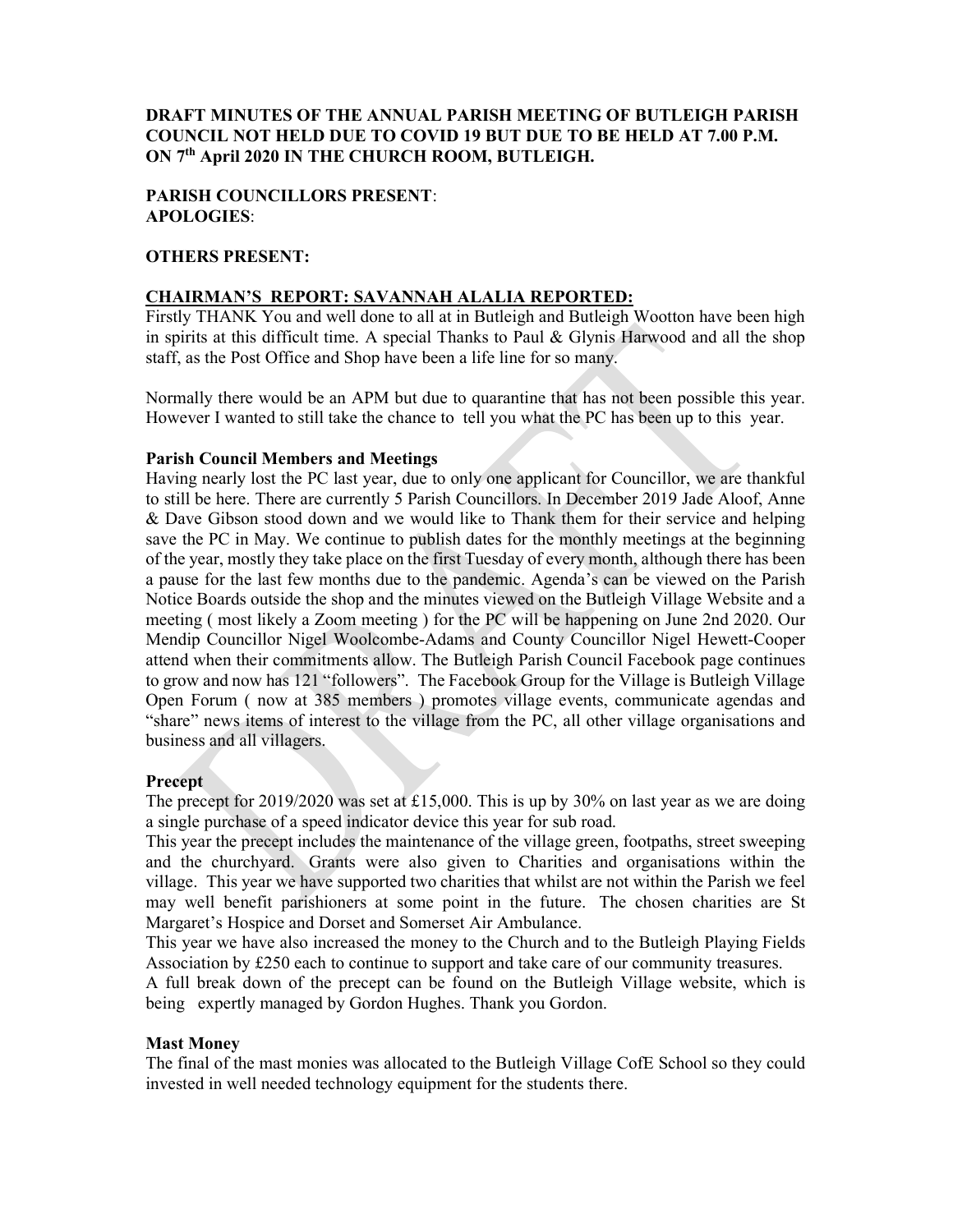**DRAFT MINUTES OF THE ANNUAL PARISH MEETING OF BUTLEIGH PARISH COUNCIL NOT HELD DUE TO COVID 19 BUT DUE TO BE HELD AT 7.00 P.M. ON 7th April 2020 IN THE CHURCH ROOM, BUTLEIGH.**

**PARISH COUNCILLORS PRESENT**:
**APOLOGIES**:

**OTHERS PRESENT:**

**CHAIRMAN'S REPORT: SAVANNAH ALALIA REPORTED:**

Firstly THANK You and well done to all at in Butleigh and Butleigh Wootton have been high in spirits at this difficult time. A special Thanks to Paul & Glynis Harwood and all the shop staff, as the Post Office and Shop have been a life line for so many.

Normally there would be an APM but due to quarantine that has not been possible this year. However I wanted to still take the chance to tell you what the PC has been up to this year.

**Parish Council Members and Meetings**

Having nearly lost the PC last year, due to only one applicant for Councillor, we are thankful to still be here. There are currently 5 Parish Councillors. In December 2019 Jade Aloof, Anne & Dave Gibson stood down and we would like to Thank them for their service and helping save the PC in May. We continue to publish dates for the monthly meetings at the beginning of the year, mostly they take place on the first Tuesday of every month, although there has been a pause for the last few months due to the pandemic. Agenda's can be viewed on the Parish Notice Boards outside the shop and the minutes viewed on the Butleigh Village Website and a meeting ( most likely a Zoom meeting ) for the PC will be happening on June 2nd 2020. Our Mendip Councillor Nigel Woolcombe-Adams and County Councillor Nigel Hewett-Cooper attend when their commitments allow. The Butleigh Parish Council Facebook page continues to grow and now has 121 "followers". The Facebook Group for the Village is Butleigh Village Open Forum ( now at 385 members ) promotes village events, communicate agendas and "share" news items of interest to the village from the PC, all other village organisations and business and all villagers.

**Precept**

The precept for 2019/2020 was set at £15,000. This is up by 30% on last year as we are doing a single purchase of a speed indicator device this year for sub road.

This year the precept includes the maintenance of the village green, footpaths, street sweeping and the churchyard. Grants were also given to Charities and organisations within the village. This year we have supported two charities that whilst are not within the Parish we feel may well benefit parishioners at some point in the future. The chosen charities are St Margaret's Hospice and Dorset and Somerset Air Ambulance.

This year we have also increased the money to the Church and to the Butleigh Playing Fields Association by £250 each to continue to support and take care of our community treasures.

A full break down of the precept can be found on the Butleigh Village website, which is being expertly managed by Gordon Hughes. Thank you Gordon.

**Mast Money**

The final of the mast monies was allocated to the Butleigh Village CofE School so they could invested in well needed technology equipment for the students there.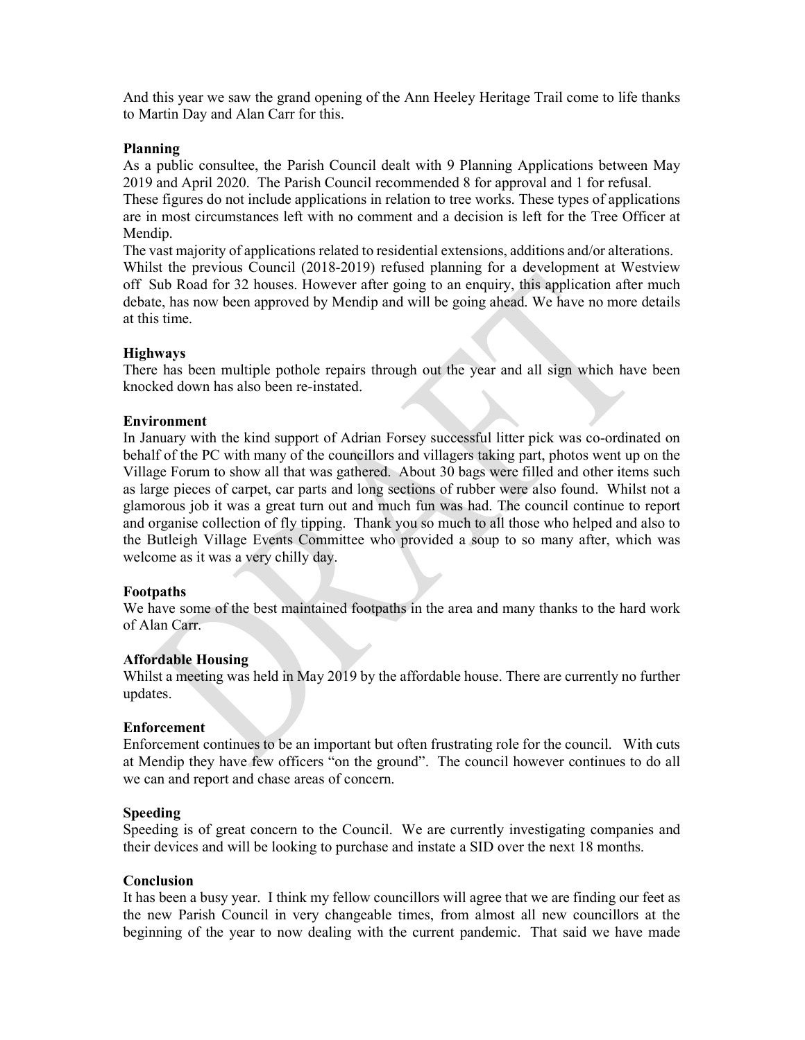And this year we saw the grand opening of the Ann Heeley Heritage Trail come to life thanks to Martin Day and Alan Carr for this.

**Planning**

As a public consultee, the Parish Council dealt with 9 Planning Applications between May 2019 and April 2020. The Parish Council recommended 8 for approval and 1 for refusal. These figures do not include applications in relation to tree works. These types of applications are in most circumstances left with no comment and a decision is left for the Tree Officer at Mendip.

The vast majority of applications related to residential extensions, additions and/or alterations. Whilst the previous Council (2018-2019) refused planning for a development at Westview off Sub Road for 32 houses. However after going to an enquiry, this application after much debate, has now been approved by Mendip and will be going ahead. We have no more details at this time.

**Highways**

There has been multiple pothole repairs through out the year and all sign which have been knocked down has also been re-instated.

**Environment**

In January with the kind support of Adrian Forsey successful litter pick was co-ordinated on behalf of the PC with many of the councillors and villagers taking part, photos went up on the Village Forum to show all that was gathered. About 30 bags were filled and other items such as large pieces of carpet, car parts and long sections of rubber were also found. Whilst not a glamorous job it was a great turn out and much fun was had. The council continue to report and organise collection of fly tipping. Thank you so much to all those who helped and also to the Butleigh Village Events Committee who provided a soup to so many after, which was welcome as it was a very chilly day.

**Footpaths**

We have some of the best maintained footpaths in the area and many thanks to the hard work of Alan Carr.

**Affordable Housing**

Whilst a meeting was held in May 2019 by the affordable house. There are currently no further updates.

**Enforcement**

Enforcement continues to be an important but often frustrating role for the council. With cuts at Mendip they have few officers "on the ground". The council however continues to do all we can and report and chase areas of concern.

**Speeding**

Speeding is of great concern to the Council. We are currently investigating companies and their devices and will be looking to purchase and instate a SID over the next 18 months.

**Conclusion**

It has been a busy year. I think my fellow councillors will agree that we are finding our feet as the new Parish Council in very changeable times, from almost all new councillors at the beginning of the year to now dealing with the current pandemic. That said we have made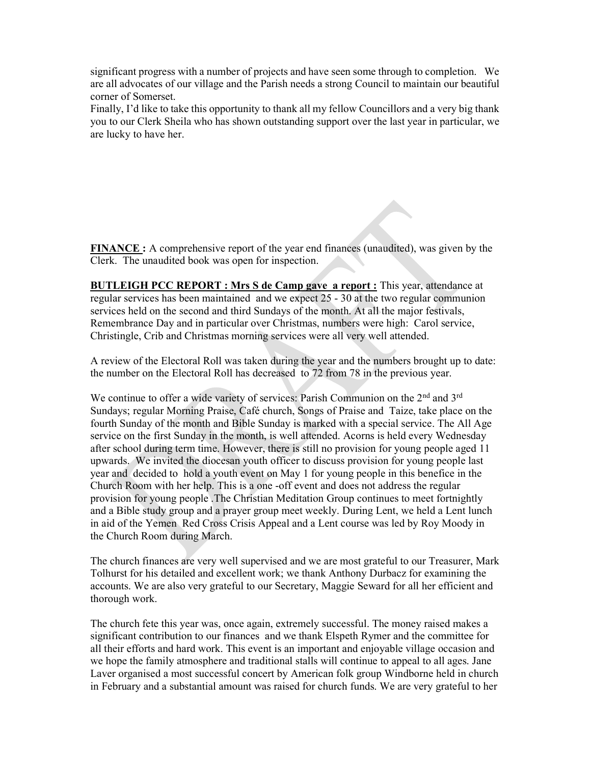significant progress with a number of projects and have seen some through to completion. We are all advocates of our village and the Parish needs a strong Council to maintain our beautiful corner of Somerset.
Finally, I'd like to take this opportunity to thank all my fellow Councillors and a very big thank you to our Clerk Sheila who has shown outstanding support over the last year in particular, we are lucky to have her.

**FINANCE :** A comprehensive report of the year end finances (unaudited), was given by the Clerk. The unaudited book was open for inspection.

**BUTLEIGH PCC REPORT : Mrs S de Camp gave a report :** This year, attendance at regular services has been maintained and we expect 25 - 30 at the two regular communion services held on the second and third Sundays of the month. At all the major festivals, Remembrance Day and in particular over Christmas, numbers were high: Carol service, Christingle, Crib and Christmas morning services were all very well attended.

A review of the Electoral Roll was taken during the year and the numbers brought up to date: the number on the Electoral Roll has decreased to 72 from 78 in the previous year.

We continue to offer a wide variety of services: Parish Communion on the 2nd and 3rd Sundays; regular Morning Praise, Café church, Songs of Praise and Taize, take place on the fourth Sunday of the month and Bible Sunday is marked with a special service. The All Age service on the first Sunday in the month, is well attended. Acorns is held every Wednesday after school during term time. However, there is still no provision for young people aged 11 upwards. We invited the diocesan youth officer to discuss provision for young people last year and decided to hold a youth event on May 1 for young people in this benefice in the Church Room with her help. This is a one -off event and does not address the regular provision for young people .The Christian Meditation Group continues to meet fortnightly and a Bible study group and a prayer group meet weekly. During Lent, we held a Lent lunch in aid of the Yemen Red Cross Crisis Appeal and a Lent course was led by Roy Moody in the Church Room during March.

The church finances are very well supervised and we are most grateful to our Treasurer, Mark Tolhurst for his detailed and excellent work; we thank Anthony Durbacz for examining the accounts. We are also very grateful to our Secretary, Maggie Seward for all her efficient and thorough work.

The church fete this year was, once again, extremely successful. The money raised makes a significant contribution to our finances and we thank Elspeth Rymer and the committee for all their efforts and hard work. This event is an important and enjoyable village occasion and we hope the family atmosphere and traditional stalls will continue to appeal to all ages. Jane Laver organised a most successful concert by American folk group Windborne held in church in February and a substantial amount was raised for church funds. We are very grateful to her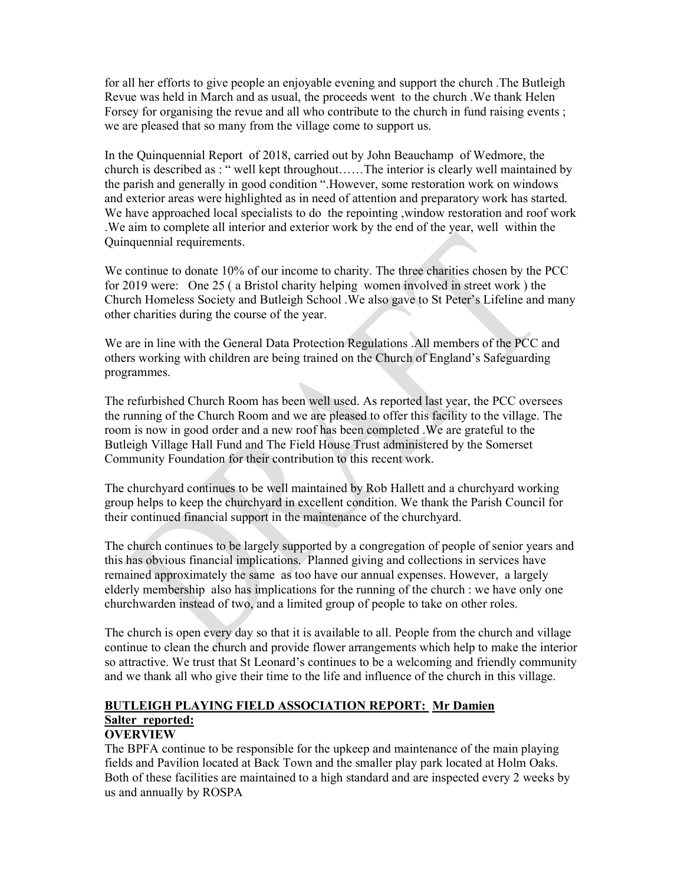for all her efforts to give people an enjoyable evening and support the church .The Butleigh Revue was held in March and as usual, the proceeds went to the church .We thank Helen Forsey for organising the revue and all who contribute to the church in fund raising events ; we are pleased that so many from the village come to support us.

In the Quinquennial Report of 2018, carried out by John Beauchamp of Wedmore, the church is described as : " well kept throughout……The interior is clearly well maintained by the parish and generally in good condition ".However, some restoration work on windows and exterior areas were highlighted as in need of attention and preparatory work has started. We have approached local specialists to do the repointing ,window restoration and roof work .We aim to complete all interior and exterior work by the end of the year, well within the Quinquennial requirements.

We continue to donate 10% of our income to charity. The three charities chosen by the PCC for 2019 were: One 25 ( a Bristol charity helping women involved in street work ) the Church Homeless Society and Butleigh School .We also gave to St Peter's Lifeline and many other charities during the course of the year.

We are in line with the General Data Protection Regulations .All members of the PCC and others working with children are being trained on the Church of England's Safeguarding programmes.

The refurbished Church Room has been well used. As reported last year, the PCC oversees the running of the Church Room and we are pleased to offer this facility to the village. The room is now in good order and a new roof has been completed .We are grateful to the Butleigh Village Hall Fund and The Field House Trust administered by the Somerset Community Foundation for their contribution to this recent work.

The churchyard continues to be well maintained by Rob Hallett and a churchyard working group helps to keep the churchyard in excellent condition. We thank the Parish Council for their continued financial support in the maintenance of the churchyard.

The church continues to be largely supported by a congregation of people of senior years and this has obvious financial implications. Planned giving and collections in services have remained approximately the same as too have our annual expenses. However, a largely elderly membership also has implications for the running of the church : we have only one churchwarden instead of two, and a limited group of people to take on other roles.

The church is open every day so that it is available to all. People from the church and village continue to clean the church and provide flower arrangements which help to make the interior so attractive. We trust that St Leonard's continues to be a welcoming and friendly community and we thank all who give their time to the life and influence of the church in this village.

**BUTLEIGH PLAYING FIELD ASSOCIATION REPORT: Mr Damien Salter reported:**

**OVERVIEW**

The BPFA continue to be responsible for the upkeep and maintenance of the main playing fields and Pavilion located at Back Town and the smaller play park located at Holm Oaks. Both of these facilities are maintained to a high standard and are inspected every 2 weeks by us and annually by ROSPA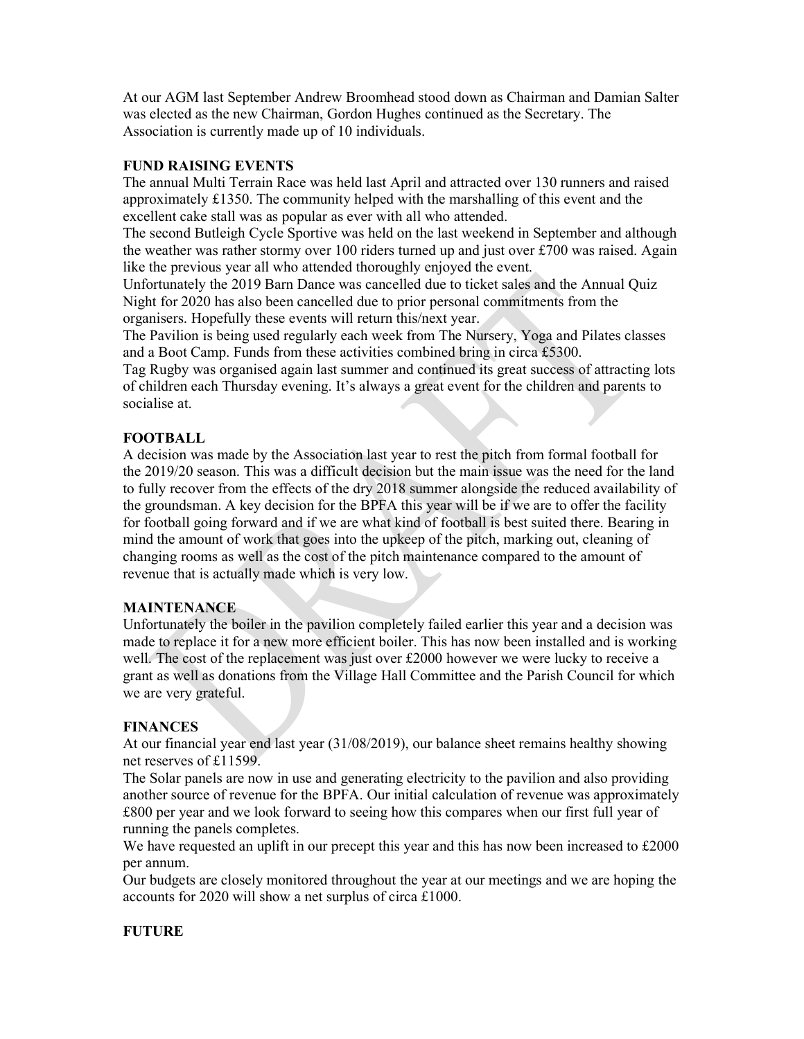At our AGM last September Andrew Broomhead stood down as Chairman and Damian Salter was elected as the new Chairman, Gordon Hughes continued as the Secretary. The Association is currently made up of 10 individuals.

## FUND RAISING EVENTS

The annual Multi Terrain Race was held last April and attracted over 130 runners and raised approximately £1350. The community helped with the marshalling of this event and the excellent cake stall was as popular as ever with all who attended.

The second Butleigh Cycle Sportive was held on the last weekend in September and although the weather was rather stormy over 100 riders turned up and just over £700 was raised. Again like the previous year all who attended thoroughly enjoyed the event.

Unfortunately the 2019 Barn Dance was cancelled due to ticket sales and the Annual Quiz Night for 2020 has also been cancelled due to prior personal commitments from the organisers. Hopefully these events will return this/next year.

The Pavilion is being used regularly each week from The Nursery, Yoga and Pilates classes and a Boot Camp. Funds from these activities combined bring in circa £5300.

Tag Rugby was organised again last summer and continued its great success of attracting lots of children each Thursday evening. It's always a great event for the children and parents to socialise at.

## FOOTBALL

A decision was made by the Association last year to rest the pitch from formal football for the 2019/20 season. This was a difficult decision but the main issue was the need for the land to fully recover from the effects of the dry 2018 summer alongside the reduced availability of the groundsman. A key decision for the BPFA this year will be if we are to offer the facility for football going forward and if we are what kind of football is best suited there. Bearing in mind the amount of work that goes into the upkeep of the pitch, marking out, cleaning of changing rooms as well as the cost of the pitch maintenance compared to the amount of revenue that is actually made which is very low.

## MAINTENANCE

Unfortunately the boiler in the pavilion completely failed earlier this year and a decision was made to replace it for a new more efficient boiler. This has now been installed and is working well. The cost of the replacement was just over £2000 however we were lucky to receive a grant as well as donations from the Village Hall Committee and the Parish Council for which we are very grateful.

## FINANCES

At our financial year end last year (31/08/2019), our balance sheet remains healthy showing net reserves of £11599.

The Solar panels are now in use and generating electricity to the pavilion and also providing another source of revenue for the BPFA. Our initial calculation of revenue was approximately £800 per year and we look forward to seeing how this compares when our first full year of running the panels completes.

We have requested an uplift in our precept this year and this has now been increased to £2000 per annum.

Our budgets are closely monitored throughout the year at our meetings and we are hoping the accounts for 2020 will show a net surplus of circa £1000.

## FUTURE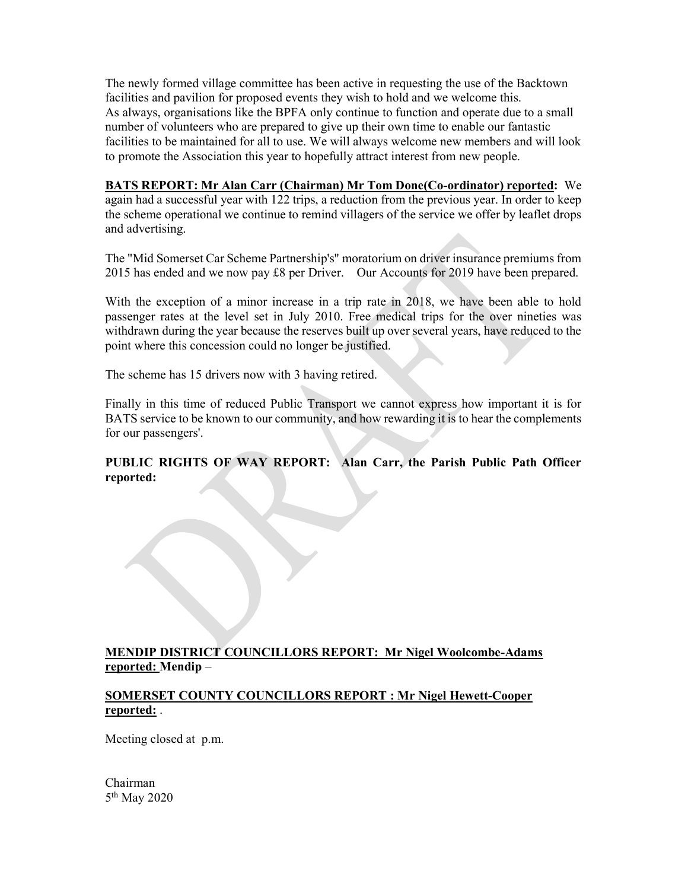The newly formed village committee has been active in requesting the use of the Backtown facilities and pavilion for proposed events they wish to hold and we welcome this.
As always, organisations like the BPFA only continue to function and operate due to a small number of volunteers who are prepared to give up their own time to enable our fantastic facilities to be maintained for all to use. We will always welcome new members and will look to promote the Association this year to hopefully attract interest from new people.

**BATS REPORT: Mr Alan Carr (Chairman) Mr Tom Done(Co-ordinator) reported:** We again had a successful year with 122 trips, a reduction from the previous year. In order to keep the scheme operational we continue to remind villagers of the service we offer by leaflet drops and advertising.

The "Mid Somerset Car Scheme Partnership's" moratorium on driver insurance premiums from 2015 has ended and we now pay £8 per Driver. Our Accounts for 2019 have been prepared.

With the exception of a minor increase in a trip rate in 2018, we have been able to hold passenger rates at the level set in July 2010. Free medical trips for the over nineties was withdrawn during the year because the reserves built up over several years, have reduced to the point where this concession could no longer be justified.

The scheme has 15 drivers now with 3 having retired.

Finally in this time of reduced Public Transport we cannot express how important it is for BATS service to be known to our community, and how rewarding it is to hear the complements for our passengers'.

**PUBLIC RIGHTS OF WAY REPORT: Alan Carr, the Parish Public Path Officer reported:**

**MENDIP DISTRICT COUNCILLORS REPORT: Mr Nigel Woolcombe-Adams reported: Mendip** –

**SOMERSET COUNTY COUNCILLORS REPORT : Mr Nigel Hewett-Cooper reported:** .

Meeting closed at p.m.

Chairman
5th May 2020